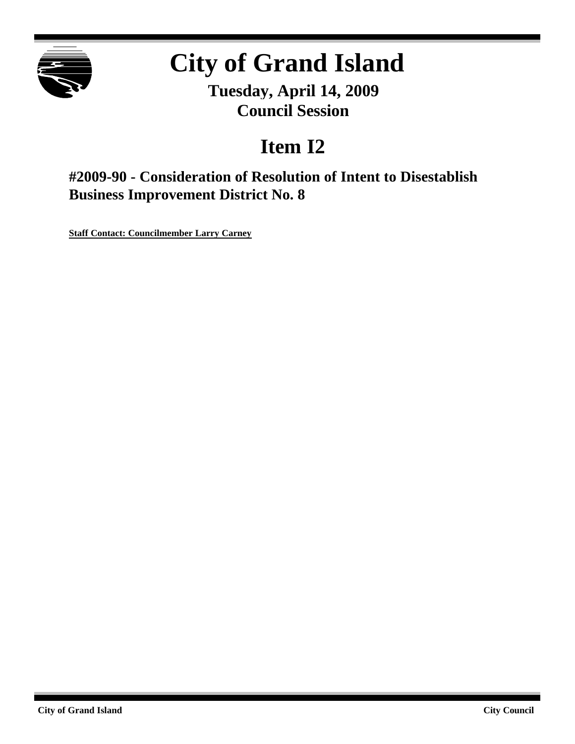# City of Grand Island

## Tuesday, April 14, 2009
## Council Session

# Item I2

### #2009-90 - Consideration of Resolution of Intent to Disestablish Business Improvement District No. 8

**Staff Contact: Councilmember Larry Carney**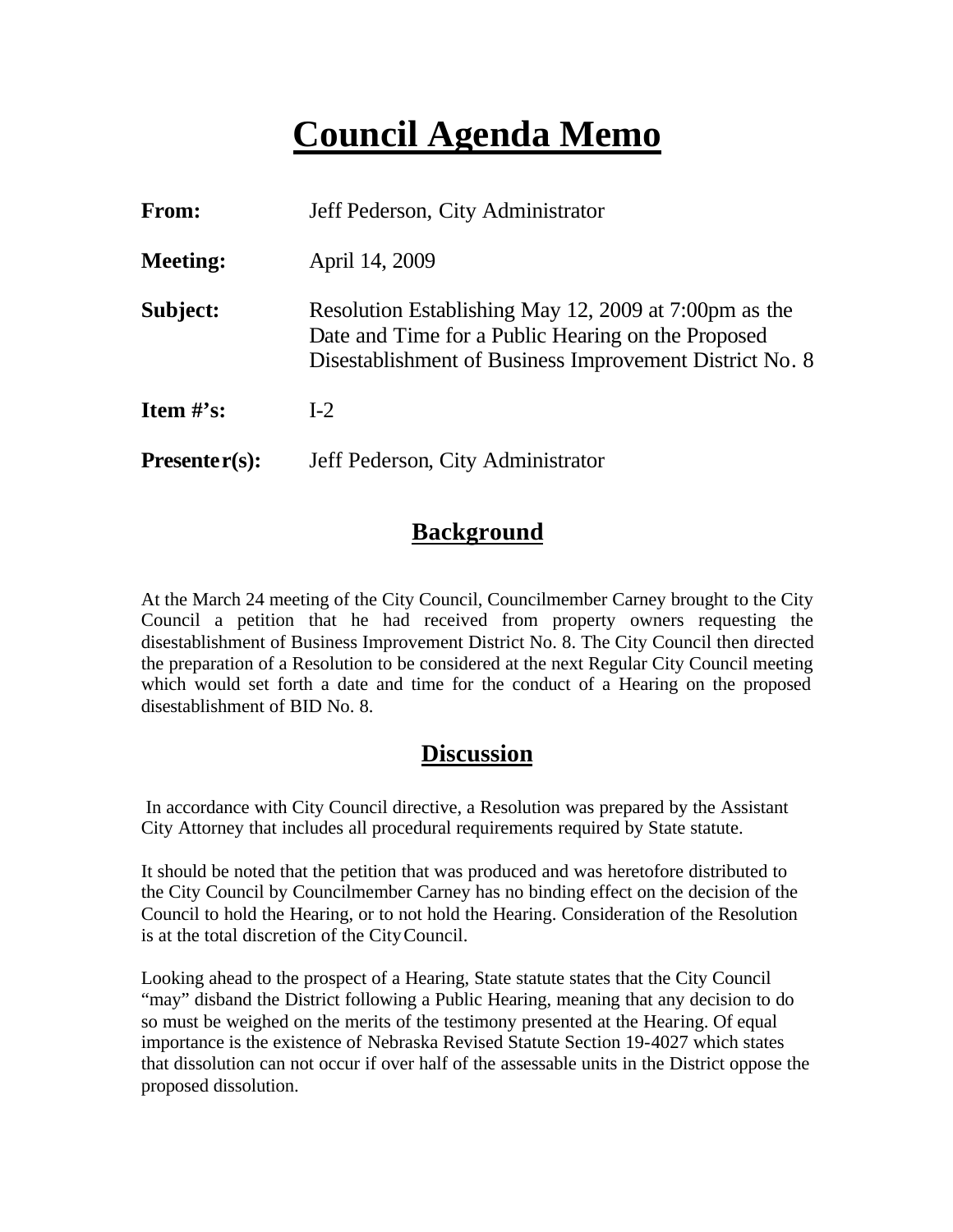# Council Agenda Memo

**From:** Jeff Pederson, City Administrator

**Meeting:** April 14, 2009

**Subject:** Resolution Establishing May 12, 2009 at 7:00pm as the Date and Time for a Public Hearing on the Proposed Disestablishment of Business Improvement District No. 8

**Item #'s:** I-2

**Presenter(s):** Jeff Pederson, City Administrator

## Background

At the March 24 meeting of the City Council, Councilmember Carney brought to the City Council a petition that he had received from property owners requesting the disestablishment of Business Improvement District No. 8. The City Council then directed the preparation of a Resolution to be considered at the next Regular City Council meeting which would set forth a date and time for the conduct of a Hearing on the proposed disestablishment of BID No. 8.

## Discussion

In accordance with City Council directive, a Resolution was prepared by the Assistant City Attorney that includes all procedural requirements required by State statute.

It should be noted that the petition that was produced and was heretofore distributed to the City Council by Councilmember Carney has no binding effect on the decision of the Council to hold the Hearing, or to not hold the Hearing. Consideration of the Resolution is at the total discretion of the City Council.

Looking ahead to the prospect of a Hearing, State statute states that the City Council "may" disband the District following a Public Hearing, meaning that any decision to do so must be weighed on the merits of the testimony presented at the Hearing. Of equal importance is the existence of Nebraska Revised Statute Section 19-4027 which states that dissolution can not occur if over half of the assessable units in the District oppose the proposed dissolution.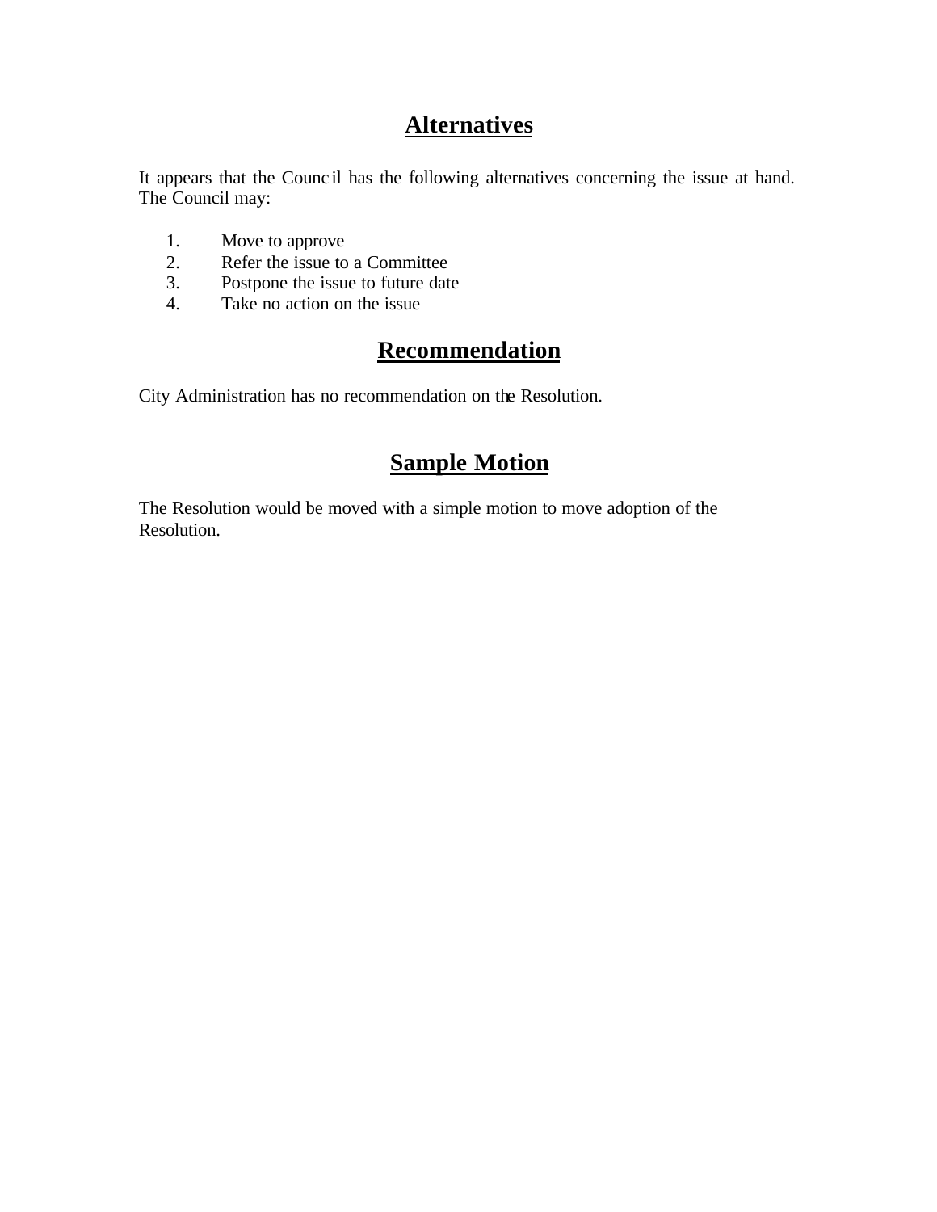## Alternatives

It appears that the Council has the following alternatives concerning the issue at hand. The Council may:

1. Move to approve
2. Refer the issue to a Committee
3. Postpone the issue to future date
4. Take no action on the issue

## Recommendation

City Administration has no recommendation on the Resolution.

## Sample Motion

The Resolution would be moved with a simple motion to move adoption of the Resolution.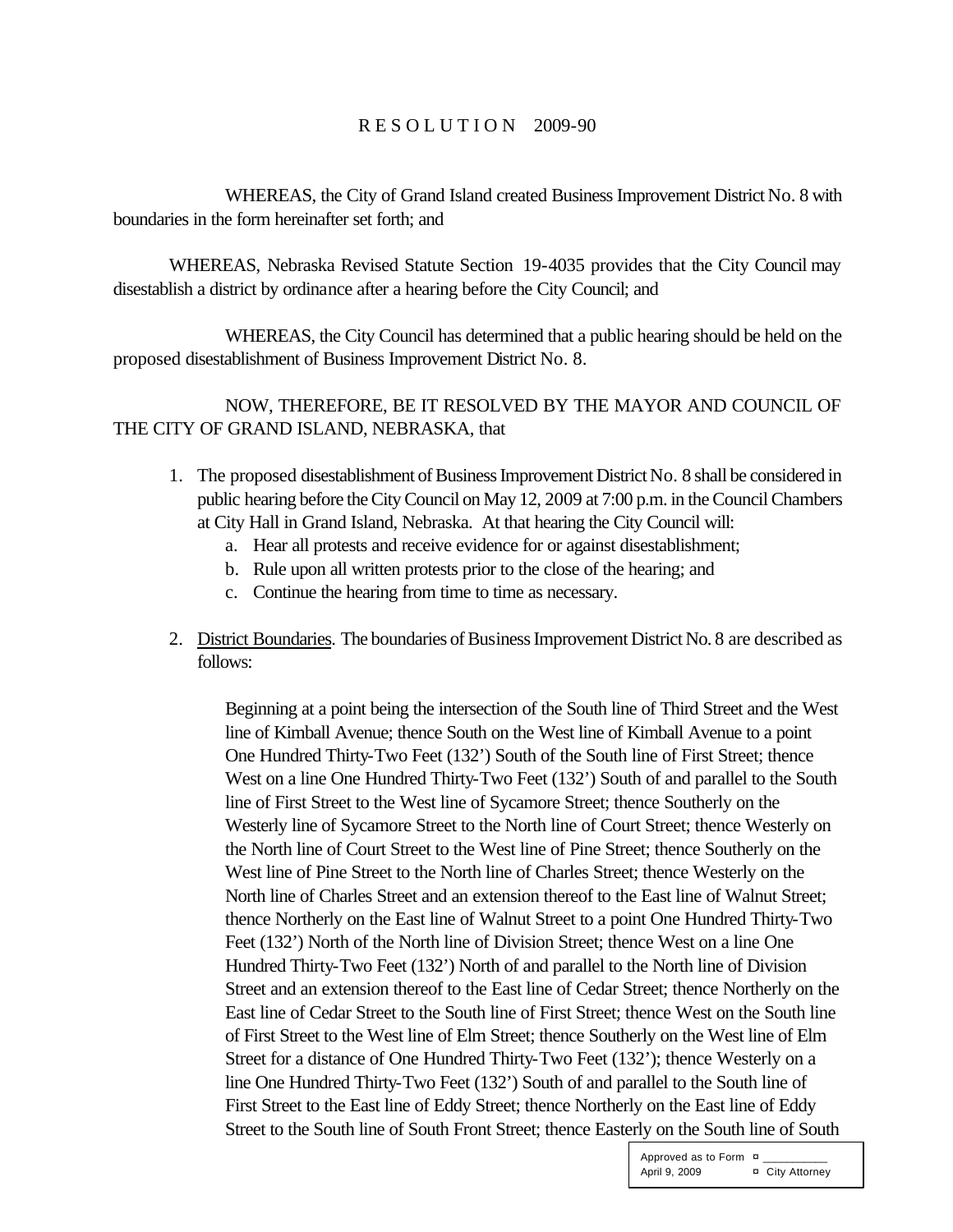RESOLUTION 2009-90

WHEREAS, the City of Grand Island created Business Improvement District No. 8 with boundaries in the form hereinafter set forth; and

WHEREAS, Nebraska Revised Statute Section 19-4035 provides that the City Council may disestablish a district by ordinance after a hearing before the City Council; and

WHEREAS, the City Council has determined that a public hearing should be held on the proposed disestablishment of Business Improvement District No. 8.

NOW, THEREFORE, BE IT RESOLVED BY THE MAYOR AND COUNCIL OF THE CITY OF GRAND ISLAND, NEBRASKA, that

1. The proposed disestablishment of Business Improvement District No. 8 shall be considered in public hearing before the City Council on May 12, 2009 at 7:00 p.m. in the Council Chambers at City Hall in Grand Island, Nebraska. At that hearing the City Council will:
   a. Hear all protests and receive evidence for or against disestablishment;
   b. Rule upon all written protests prior to the close of the hearing; and
   c. Continue the hearing from time to time as necessary.

2. District Boundaries. The boundaries of Business Improvement District No. 8 are described as follows:

   Beginning at a point being the intersection of the South line of Third Street and the West line of Kimball Avenue; thence South on the West line of Kimball Avenue to a point One Hundred Thirty-Two Feet (132') South of the South line of First Street; thence West on a line One Hundred Thirty-Two Feet (132') South of and parallel to the South line of First Street to the West line of Sycamore Street; thence Southerly on the Westerly line of Sycamore Street to the North line of Court Street; thence Westerly on the North line of Court Street to the West line of Pine Street; thence Southerly on the West line of Pine Street to the North line of Charles Street; thence Westerly on the North line of Charles Street and an extension thereof to the East line of Walnut Street; thence Northerly on the East line of Walnut Street to a point One Hundred Thirty-Two Feet (132') North of the North line of Division Street; thence West on a line One Hundred Thirty-Two Feet (132') North of and parallel to the North line of Division Street and an extension thereof to the East line of Cedar Street; thence Northerly on the East line of Cedar Street to the South line of First Street; thence West on the South line of First Street to the West line of Elm Street; thence Southerly on the West line of Elm Street for a distance of One Hundred Thirty-Two Feet (132'); thence Westerly on a line One Hundred Thirty-Two Feet (132') South of and parallel to the South line of First Street to the East line of Eddy Street; thence Northerly on the East line of Eddy Street to the South line of South Front Street; thence Easterly on the South line of South

Approved as to Form ¤ \_\_\_\_\_\_\_\_\_\_
April 9, 2009 ¤ City Attorney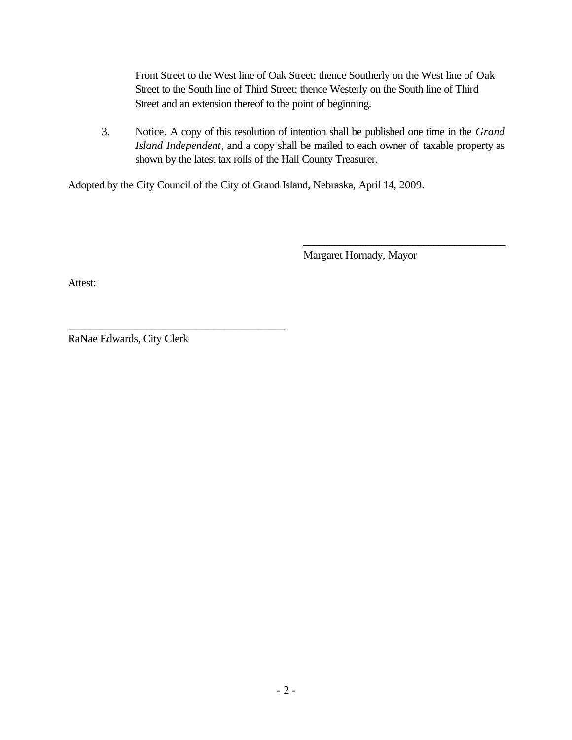Front Street to the West line of Oak Street; thence Southerly on the West line of Oak Street to the South line of Third Street; thence Westerly on the South line of Third Street and an extension thereof to the point of beginning.

3. Notice. A copy of this resolution of intention shall be published one time in the *Grand Island Independent*, and a copy shall be mailed to each owner of taxable property as shown by the latest tax rolls of the Hall County Treasurer.

Adopted by the City Council of the City of Grand Island, Nebraska, April 14, 2009.

_____________________________________
Margaret Hornady, Mayor

Attest:

_____________________________________
RaNae Edwards, City Clerk